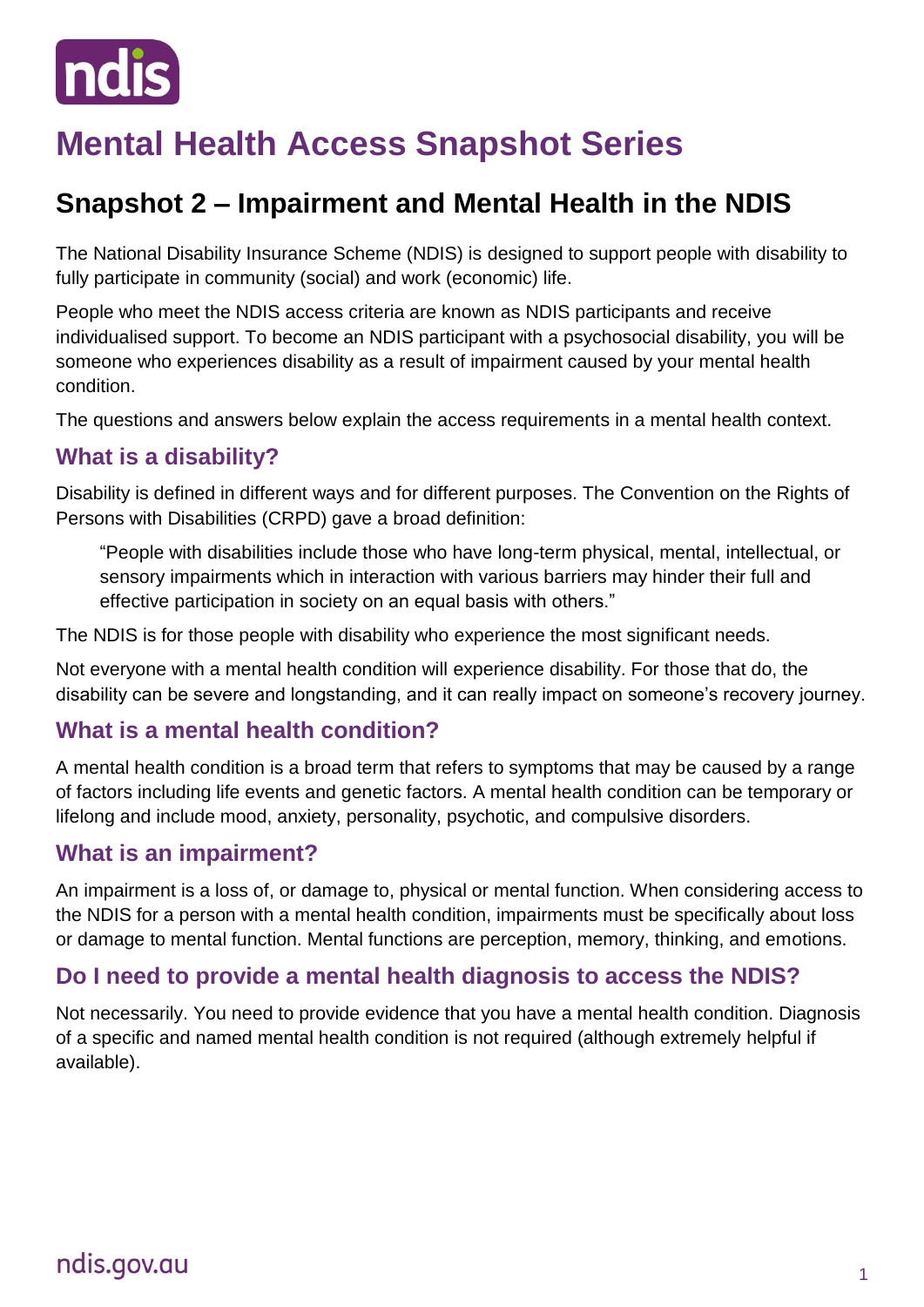# Mental Health Access Snapshot Series

## Snapshot 2 – Impairment and Mental Health in the NDIS

The National Disability Insurance Scheme (NDIS) is designed to support people with disability to fully participate in community (social) and work (economic) life.

People who meet the NDIS access criteria are known as NDIS participants and receive individualised support. To become an NDIS participant with a psychosocial disability, you will be someone who experiences disability as a result of impairment caused by your mental health condition.

The questions and answers below explain the access requirements in a mental health context.

### What is a disability?

Disability is defined in different ways and for different purposes. The Convention on the Rights of Persons with Disabilities (CRPD) gave a broad definition:

> "People with disabilities include those who have long-term physical, mental, intellectual, or sensory impairments which in interaction with various barriers may hinder their full and effective participation in society on an equal basis with others."

The NDIS is for those people with disability who experience the most significant needs.

Not everyone with a mental health condition will experience disability. For those that do, the disability can be severe and longstanding, and it can really impact on someone's recovery journey.

### What is a mental health condition?

A mental health condition is a broad term that refers to symptoms that may be caused by a range of factors including life events and genetic factors. A mental health condition can be temporary or lifelong and include mood, anxiety, personality, psychotic, and compulsive disorders.

### What is an impairment?

An impairment is a loss of, or damage to, physical or mental function. When considering access to the NDIS for a person with a mental health condition, impairments must be specifically about loss or damage to mental function. Mental functions are perception, memory, thinking, and emotions.

### Do I need to provide a mental health diagnosis to access the NDIS?

Not necessarily. You need to provide evidence that you have a mental health condition. Diagnosis of a specific and named mental health condition is not required (although extremely helpful if available).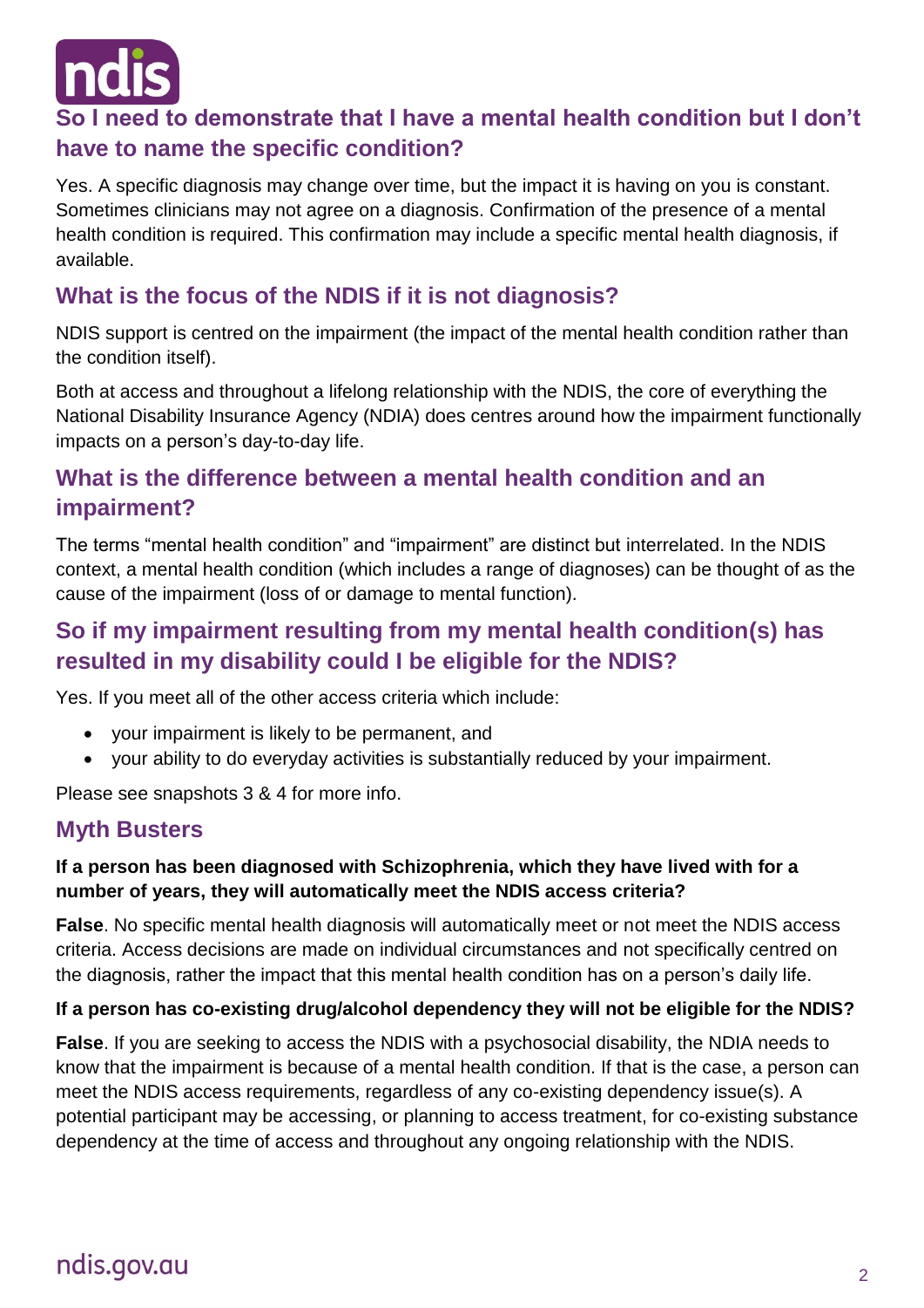## So I need to demonstrate that I have a mental health condition but I don't have to name the specific condition?

Yes. A specific diagnosis may change over time, but the impact it is having on you is constant. Sometimes clinicians may not agree on a diagnosis. Confirmation of the presence of a mental health condition is required. This confirmation may include a specific mental health diagnosis, if available.

## What is the focus of the NDIS if it is not diagnosis?

NDIS support is centred on the impairment (the impact of the mental health condition rather than the condition itself).

Both at access and throughout a lifelong relationship with the NDIS, the core of everything the National Disability Insurance Agency (NDIA) does centres around how the impairment functionally impacts on a person's day-to-day life.

## What is the difference between a mental health condition and an impairment?

The terms "mental health condition" and "impairment" are distinct but interrelated. In the NDIS context, a mental health condition (which includes a range of diagnoses) can be thought of as the cause of the impairment (loss of or damage to mental function).

## So if my impairment resulting from my mental health condition(s) has resulted in my disability could I be eligible for the NDIS?

Yes. If you meet all of the other access criteria which include:

- your impairment is likely to be permanent, and
- your ability to do everyday activities is substantially reduced by your impairment.

Please see snapshots 3 & 4 for more info.

## Myth Busters

**If a person has been diagnosed with Schizophrenia, which they have lived with for a number of years, they will automatically meet the NDIS access criteria?**

**False**. No specific mental health diagnosis will automatically meet or not meet the NDIS access criteria. Access decisions are made on individual circumstances and not specifically centred on the diagnosis, rather the impact that this mental health condition has on a person's daily life.

**If a person has co-existing drug/alcohol dependency they will not be eligible for the NDIS?**

**False**. If you are seeking to access the NDIS with a psychosocial disability, the NDIA needs to know that the impairment is because of a mental health condition. If that is the case, a person can meet the NDIS access requirements, regardless of any co-existing dependency issue(s). A potential participant may be accessing, or planning to access treatment, for co-existing substance dependency at the time of access and throughout any ongoing relationship with the NDIS.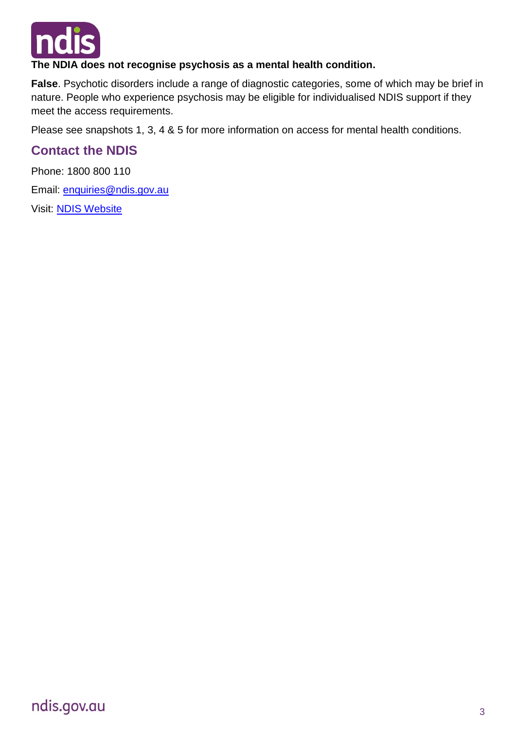**The NDIA does not recognise psychosis as a mental health condition.**

**False**. Psychotic disorders include a range of diagnostic categories, some of which may be brief in nature. People who experience psychosis may be eligible for individualised NDIS support if they meet the access requirements.

Please see snapshots 1, 3, 4 & 5 for more information on access for mental health conditions.

## Contact the NDIS

Phone: 1800 800 110

Email: enquiries@ndis.gov.au

Visit: NDIS Website